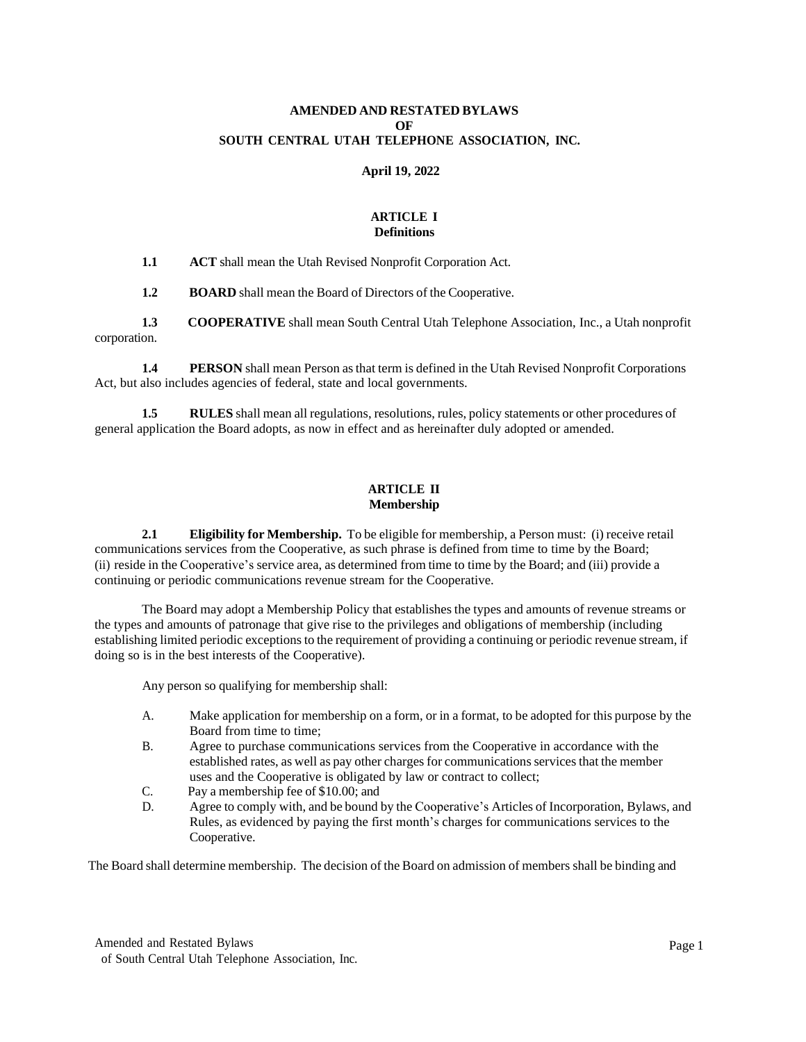# AMENDED AND RESTATED BYLAWS
# OF
# SOUTH CENTRAL UTAH TELEPHONE ASSOCIATION, INC.

**April 19, 2022**

## ARTICLE I
## Definitions

**1.1 ACT** shall mean the Utah Revised Nonprofit Corporation Act.

**1.2 BOARD** shall mean the Board of Directors of the Cooperative.

**1.3 COOPERATIVE** shall mean South Central Utah Telephone Association, Inc., a Utah nonprofit corporation.

**1.4 PERSON** shall mean Person as that term is defined in the Utah Revised Nonprofit Corporations Act, but also includes agencies of federal, state and local governments.

**1.5 RULES** shall mean all regulations, resolutions, rules, policy statements or other procedures of general application the Board adopts, as now in effect and as hereinafter duly adopted or amended.

## ARTICLE II
## Membership

**2.1 Eligibility for Membership.** To be eligible for membership, a Person must: (i) receive retail communications services from the Cooperative, as such phrase is defined from time to time by the Board; (ii) reside in the Cooperative's service area, as determined from time to time by the Board; and (iii) provide a continuing or periodic communications revenue stream for the Cooperative.

The Board may adopt a Membership Policy that establishes the types and amounts of revenue streams or the types and amounts of patronage that give rise to the privileges and obligations of membership (including establishing limited periodic exceptions to the requirement of providing a continuing or periodic revenue stream, if doing so is in the best interests of the Cooperative).

Any person so qualifying for membership shall:

- A. Make application for membership on a form, or in a format, to be adopted for this purpose by the Board from time to time;
- B. Agree to purchase communications services from the Cooperative in accordance with the established rates, as well as pay other charges for communications services that the member uses and the Cooperative is obligated by law or contract to collect;
- C. Pay a membership fee of $10.00; and
- D. Agree to comply with, and be bound by the Cooperative's Articles of Incorporation, Bylaws, and Rules, as evidenced by paying the first month's charges for communications services to the Cooperative.

The Board shall determine membership. The decision of the Board on admission of members shall be binding and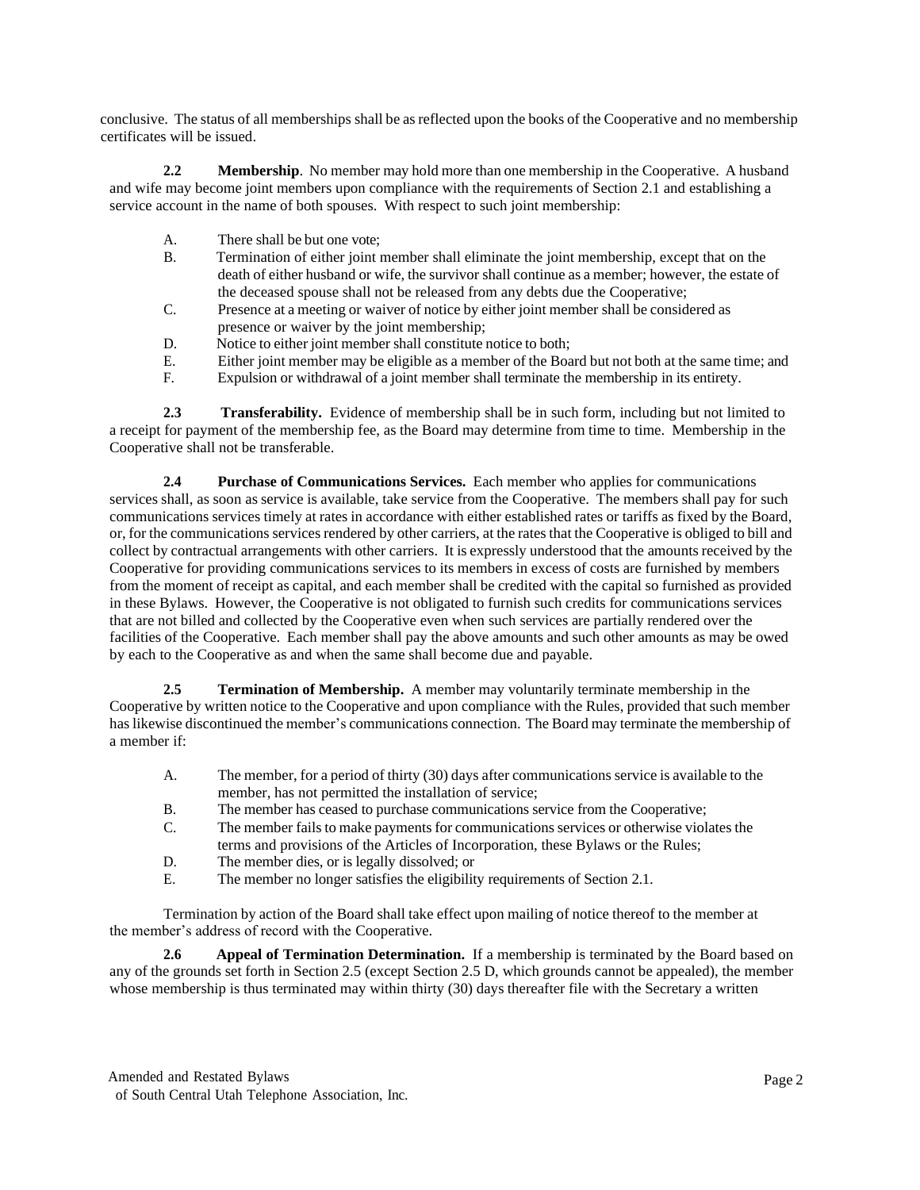conclusive. The status of all memberships shall be as reflected upon the books of the Cooperative and no membership certificates will be issued.

**2.2 Membership**. No member may hold more than one membership in the Cooperative. A husband and wife may become joint members upon compliance with the requirements of Section 2.1 and establishing a service account in the name of both spouses. With respect to such joint membership:

A. There shall be but one vote;
B. Termination of either joint member shall eliminate the joint membership, except that on the death of either husband or wife, the survivor shall continue as a member; however, the estate of the deceased spouse shall not be released from any debts due the Cooperative;
C. Presence at a meeting or waiver of notice by either joint member shall be considered as presence or waiver by the joint membership;
D. Notice to either joint member shall constitute notice to both;
E. Either joint member may be eligible as a member of the Board but not both at the same time; and
F. Expulsion or withdrawal of a joint member shall terminate the membership in its entirety.

**2.3 Transferability.** Evidence of membership shall be in such form, including but not limited to a receipt for payment of the membership fee, as the Board may determine from time to time. Membership in the Cooperative shall not be transferable.

**2.4 Purchase of Communications Services.** Each member who applies for communications services shall, as soon as service is available, take service from the Cooperative. The members shall pay for such communications services timely at rates in accordance with either established rates or tariffs as fixed by the Board, or, for the communications services rendered by other carriers, at the rates that the Cooperative is obliged to bill and collect by contractual arrangements with other carriers. It is expressly understood that the amounts received by the Cooperative for providing communications services to its members in excess of costs are furnished by members from the moment of receipt as capital, and each member shall be credited with the capital so furnished as provided in these Bylaws. However, the Cooperative is not obligated to furnish such credits for communications services that are not billed and collected by the Cooperative even when such services are partially rendered over the facilities of the Cooperative. Each member shall pay the above amounts and such other amounts as may be owed by each to the Cooperative as and when the same shall become due and payable.

**2.5 Termination of Membership.** A member may voluntarily terminate membership in the Cooperative by written notice to the Cooperative and upon compliance with the Rules, provided that such member has likewise discontinued the member's communications connection. The Board may terminate the membership of a member if:

A. The member, for a period of thirty (30) days after communications service is available to the member, has not permitted the installation of service;
B. The member has ceased to purchase communications service from the Cooperative;
C. The member fails to make payments for communications services or otherwise violates the terms and provisions of the Articles of Incorporation, these Bylaws or the Rules;
D. The member dies, or is legally dissolved; or
E. The member no longer satisfies the eligibility requirements of Section 2.1.

Termination by action of the Board shall take effect upon mailing of notice thereof to the member at the member's address of record with the Cooperative.

**2.6 Appeal of Termination Determination.** If a membership is terminated by the Board based on any of the grounds set forth in Section 2.5 (except Section 2.5 D, which grounds cannot be appealed), the member whose membership is thus terminated may within thirty (30) days thereafter file with the Secretary a written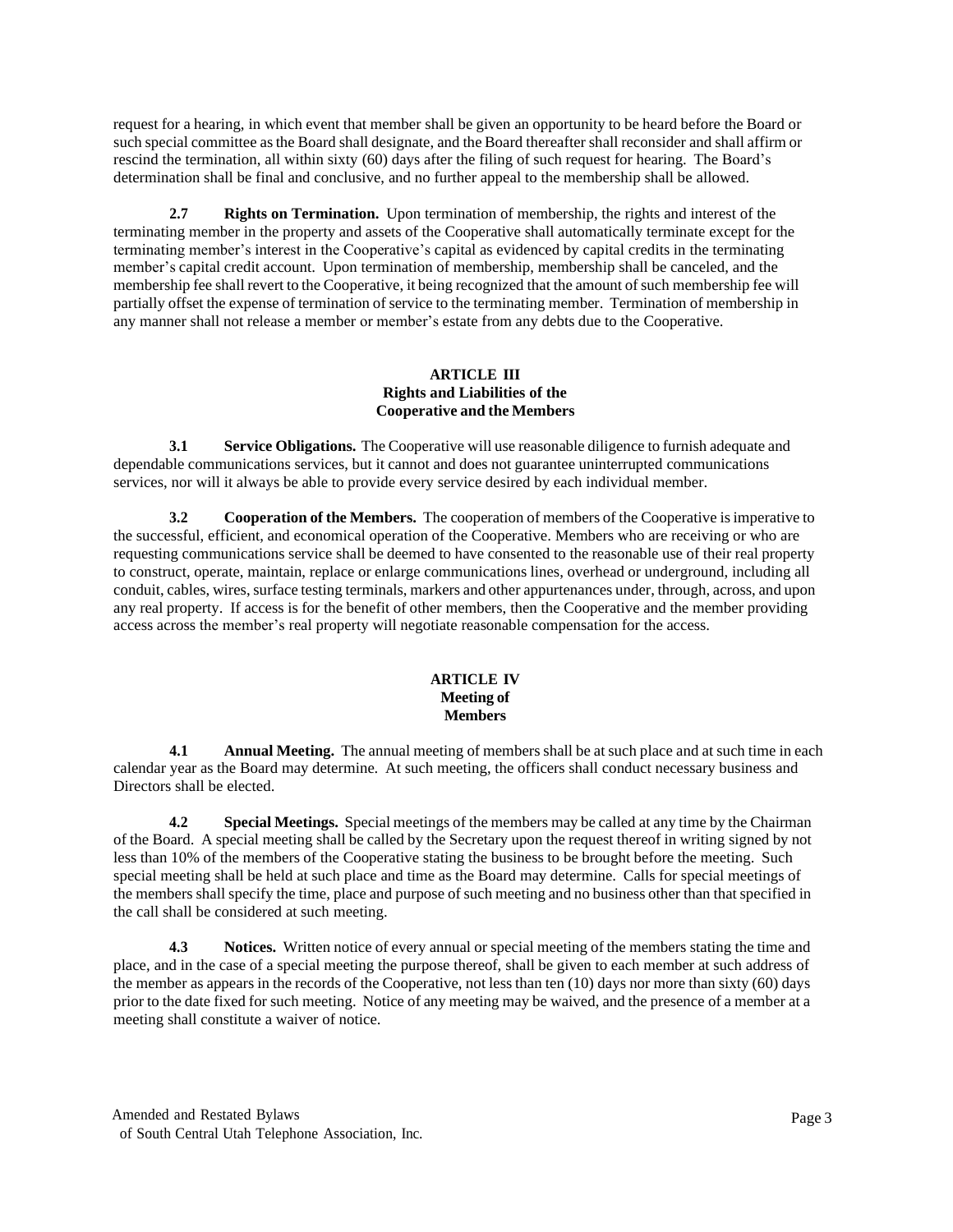request for a hearing, in which event that member shall be given an opportunity to be heard before the Board or such special committee as the Board shall designate, and the Board thereafter shall reconsider and shall affirm or rescind the termination, all within sixty (60) days after the filing of such request for hearing. The Board's determination shall be final and conclusive, and no further appeal to the membership shall be allowed.

**2.7 Rights on Termination.** Upon termination of membership, the rights and interest of the terminating member in the property and assets of the Cooperative shall automatically terminate except for the terminating member's interest in the Cooperative's capital as evidenced by capital credits in the terminating member's capital credit account. Upon termination of membership, membership shall be canceled, and the membership fee shall revert to the Cooperative, it being recognized that the amount of such membership fee will partially offset the expense of termination of service to the terminating member. Termination of membership in any manner shall not release a member or member's estate from any debts due to the Cooperative.

## ARTICLE III
## Rights and Liabilities of the Cooperative and the Members

**3.1 Service Obligations.** The Cooperative will use reasonable diligence to furnish adequate and dependable communications services, but it cannot and does not guarantee uninterrupted communications services, nor will it always be able to provide every service desired by each individual member.

**3.2 Cooperation of the Members.** The cooperation of members of the Cooperative is imperative to the successful, efficient, and economical operation of the Cooperative. Members who are receiving or who are requesting communications service shall be deemed to have consented to the reasonable use of their real property to construct, operate, maintain, replace or enlarge communications lines, overhead or underground, including all conduit, cables, wires, surface testing terminals, markers and other appurtenances under, through, across, and upon any real property. If access is for the benefit of other members, then the Cooperative and the member providing access across the member's real property will negotiate reasonable compensation for the access.

## ARTICLE IV
## Meeting of Members

**4.1 Annual Meeting.** The annual meeting of members shall be at such place and at such time in each calendar year as the Board may determine. At such meeting, the officers shall conduct necessary business and Directors shall be elected.

**4.2 Special Meetings.** Special meetings of the members may be called at any time by the Chairman of the Board. A special meeting shall be called by the Secretary upon the request thereof in writing signed by not less than 10% of the members of the Cooperative stating the business to be brought before the meeting. Such special meeting shall be held at such place and time as the Board may determine. Calls for special meetings of the members shall specify the time, place and purpose of such meeting and no business other than that specified in the call shall be considered at such meeting.

**4.3 Notices.** Written notice of every annual or special meeting of the members stating the time and place, and in the case of a special meeting the purpose thereof, shall be given to each member at such address of the member as appears in the records of the Cooperative, not less than ten (10) days nor more than sixty (60) days prior to the date fixed for such meeting. Notice of any meeting may be waived, and the presence of a member at a meeting shall constitute a waiver of notice.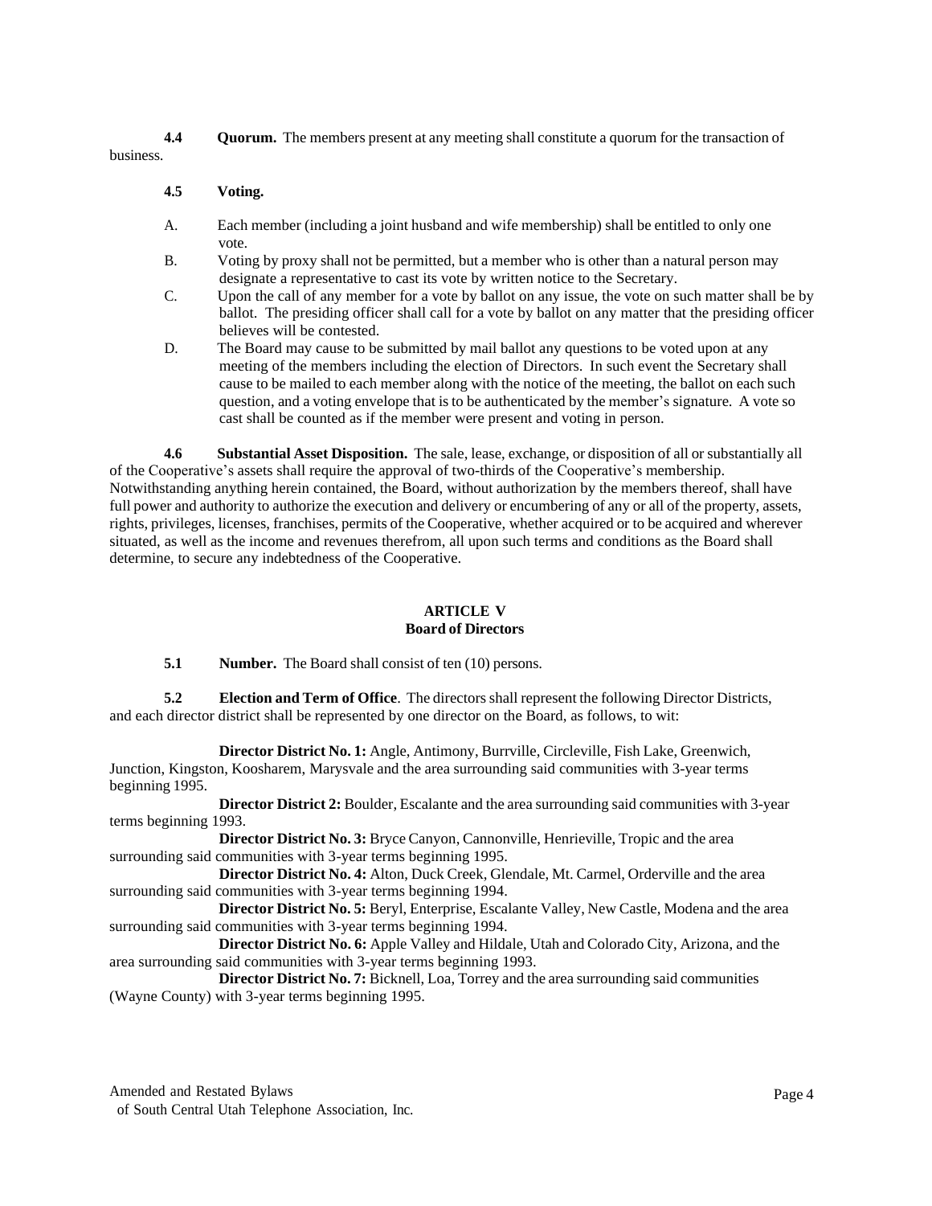**4.4 Quorum.** The members present at any meeting shall constitute a quorum for the transaction of business.

**4.5 Voting.**

A. Each member (including a joint husband and wife membership) shall be entitled to only one vote.

B. Voting by proxy shall not be permitted, but a member who is other than a natural person may designate a representative to cast its vote by written notice to the Secretary.

C. Upon the call of any member for a vote by ballot on any issue, the vote on such matter shall be by ballot. The presiding officer shall call for a vote by ballot on any matter that the presiding officer believes will be contested.

D. The Board may cause to be submitted by mail ballot any questions to be voted upon at any meeting of the members including the election of Directors. In such event the Secretary shall cause to be mailed to each member along with the notice of the meeting, the ballot on each such question, and a voting envelope that is to be authenticated by the member's signature. A vote so cast shall be counted as if the member were present and voting in person.

**4.6 Substantial Asset Disposition.** The sale, lease, exchange, or disposition of all or substantially all of the Cooperative's assets shall require the approval of two-thirds of the Cooperative's membership. Notwithstanding anything herein contained, the Board, without authorization by the members thereof, shall have full power and authority to authorize the execution and delivery or encumbering of any or all of the property, assets, rights, privileges, licenses, franchises, permits of the Cooperative, whether acquired or to be acquired and wherever situated, as well as the income and revenues therefrom, all upon such terms and conditions as the Board shall determine, to secure any indebtedness of the Cooperative.

## ARTICLE V
## Board of Directors

**5.1 Number.** The Board shall consist of ten (10) persons.

**5.2 Election and Term of Office**. The directors shall represent the following Director Districts, and each director district shall be represented by one director on the Board, as follows, to wit:

**Director District No. 1:** Angle, Antimony, Burrville, Circleville, Fish Lake, Greenwich, Junction, Kingston, Koosharem, Marysvale and the area surrounding said communities with 3-year terms beginning 1995.

**Director District 2:** Boulder, Escalante and the area surrounding said communities with 3-year terms beginning 1993.

**Director District No. 3:** Bryce Canyon, Cannonville, Henrieville, Tropic and the area surrounding said communities with 3-year terms beginning 1995.

**Director District No. 4:** Alton, Duck Creek, Glendale, Mt. Carmel, Orderville and the area surrounding said communities with 3-year terms beginning 1994.

**Director District No. 5:** Beryl, Enterprise, Escalante Valley, New Castle, Modena and the area surrounding said communities with 3-year terms beginning 1994.

**Director District No. 6:** Apple Valley and Hildale, Utah and Colorado City, Arizona, and the area surrounding said communities with 3-year terms beginning 1993.

**Director District No. 7:** Bicknell, Loa, Torrey and the area surrounding said communities (Wayne County) with 3-year terms beginning 1995.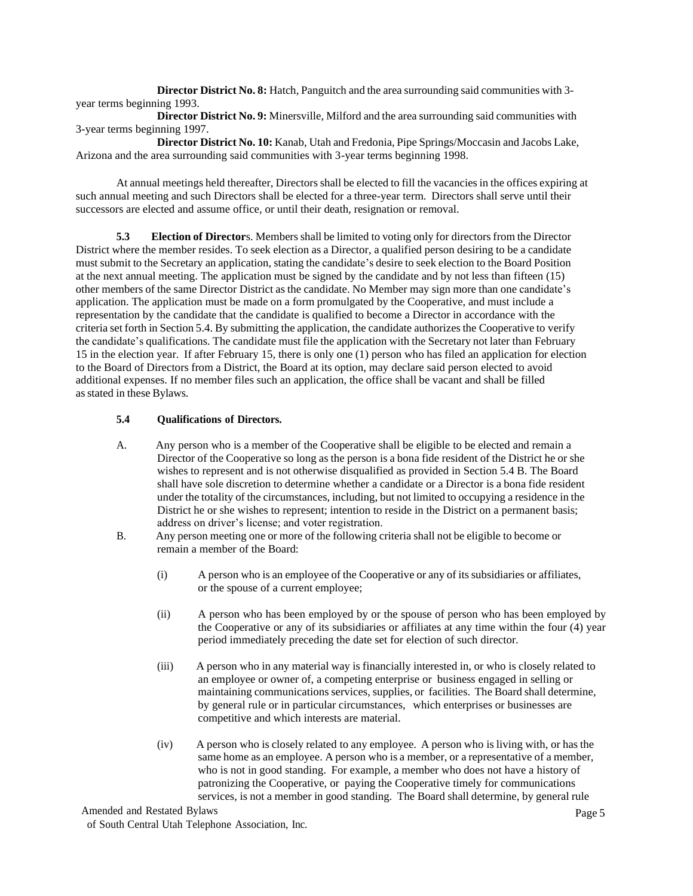**Director District No. 8:** Hatch, Panguitch and the area surrounding said communities with 3-year terms beginning 1993.

**Director District No. 9:** Minersville, Milford and the area surrounding said communities with 3-year terms beginning 1997.

**Director District No. 10:** Kanab, Utah and Fredonia, Pipe Springs/Moccasin and Jacobs Lake, Arizona and the area surrounding said communities with 3-year terms beginning 1998.

At annual meetings held thereafter, Directors shall be elected to fill the vacancies in the offices expiring at such annual meeting and such Directors shall be elected for a three-year term. Directors shall serve until their successors are elected and assume office, or until their death, resignation or removal.

**5.3 Election of Directors.** Members shall be limited to voting only for directors from the Director District where the member resides. To seek election as a Director, a qualified person desiring to be a candidate must submit to the Secretary an application, stating the candidate's desire to seek election to the Board Position at the next annual meeting. The application must be signed by the candidate and by not less than fifteen (15) other members of the same Director District as the candidate. No Member may sign more than one candidate's application. The application must be made on a form promulgated by the Cooperative, and must include a representation by the candidate that the candidate is qualified to become a Director in accordance with the criteria set forth in Section 5.4. By submitting the application, the candidate authorizes the Cooperative to verify the candidate's qualifications. The candidate must file the application with the Secretary not later than February 15 in the election year. If after February 15, there is only one (1) person who has filed an application for election to the Board of Directors from a District, the Board at its option, may declare said person elected to avoid additional expenses. If no member files such an application, the office shall be vacant and shall be filled as stated in these Bylaws.

**5.4 Qualifications of Directors.**

A. Any person who is a member of the Cooperative shall be eligible to be elected and remain a Director of the Cooperative so long as the person is a bona fide resident of the District he or she wishes to represent and is not otherwise disqualified as provided in Section 5.4 B. The Board shall have sole discretion to determine whether a candidate or a Director is a bona fide resident under the totality of the circumstances, including, but not limited to occupying a residence in the District he or she wishes to represent; intention to reside in the District on a permanent basis; address on driver's license; and voter registration.

B. Any person meeting one or more of the following criteria shall not be eligible to become or remain a member of the Board:

(i) A person who is an employee of the Cooperative or any of its subsidiaries or affiliates, or the spouse of a current employee;

(ii) A person who has been employed by or the spouse of person who has been employed by the Cooperative or any of its subsidiaries or affiliates at any time within the four (4) year period immediately preceding the date set for election of such director.

(iii) A person who in any material way is financially interested in, or who is closely related to an employee or owner of, a competing enterprise or business engaged in selling or maintaining communications services, supplies, or facilities. The Board shall determine, by general rule or in particular circumstances, which enterprises or businesses are competitive and which interests are material.

(iv) A person who is closely related to any employee. A person who is living with, or has the same home as an employee. A person who is a member, or a representative of a member, who is not in good standing. For example, a member who does not have a history of patronizing the Cooperative, or paying the Cooperative timely for communications services, is not a member in good standing. The Board shall determine, by general rule

Amended and Restated Bylaws
of South Central Utah Telephone Association, Inc.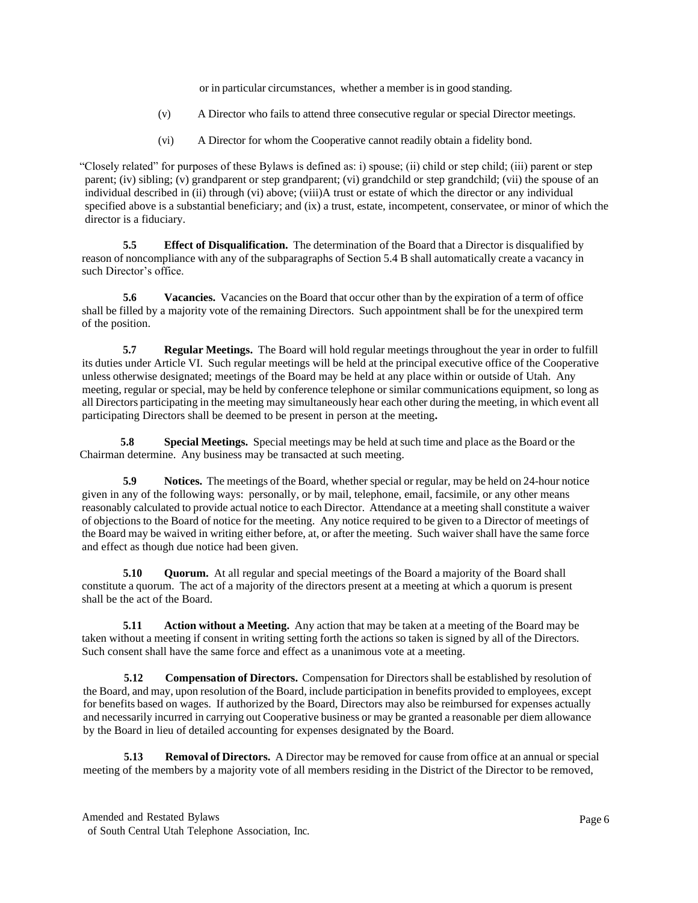or in particular circumstances, whether a member is in good standing.

(v) A Director who fails to attend three consecutive regular or special Director meetings.

(vi) A Director for whom the Cooperative cannot readily obtain a fidelity bond.

"Closely related" for purposes of these Bylaws is defined as: i) spouse; (ii) child or step child; (iii) parent or step parent; (iv) sibling; (v) grandparent or step grandparent; (vi) grandchild or step grandchild; (vii) the spouse of an individual described in (ii) through (vi) above; (viii)A trust or estate of which the director or any individual specified above is a substantial beneficiary; and (ix) a trust, estate, incompetent, conservatee, or minor of which the director is a fiduciary.

**5.5 Effect of Disqualification.** The determination of the Board that a Director is disqualified by reason of noncompliance with any of the subparagraphs of Section 5.4 B shall automatically create a vacancy in such Director's office.

**5.6 Vacancies.** Vacancies on the Board that occur other than by the expiration of a term of office shall be filled by a majority vote of the remaining Directors. Such appointment shall be for the unexpired term of the position.

**5.7 Regular Meetings.** The Board will hold regular meetings throughout the year in order to fulfill its duties under Article VI. Such regular meetings will be held at the principal executive office of the Cooperative unless otherwise designated; meetings of the Board may be held at any place within or outside of Utah. Any meeting, regular or special, may be held by conference telephone or similar communications equipment, so long as all Directors participating in the meeting may simultaneously hear each other during the meeting, in which event all participating Directors shall be deemed to be present in person at the meeting.

**5.8 Special Meetings.** Special meetings may be held at such time and place as the Board or the Chairman determine. Any business may be transacted at such meeting.

**5.9 Notices.** The meetings of the Board, whether special or regular, may be held on 24-hour notice given in any of the following ways: personally, or by mail, telephone, email, facsimile, or any other means reasonably calculated to provide actual notice to each Director. Attendance at a meeting shall constitute a waiver of objections to the Board of notice for the meeting. Any notice required to be given to a Director of meetings of the Board may be waived in writing either before, at, or after the meeting. Such waiver shall have the same force and effect as though due notice had been given.

**5.10 Quorum.** At all regular and special meetings of the Board a majority of the Board shall constitute a quorum. The act of a majority of the directors present at a meeting at which a quorum is present shall be the act of the Board.

**5.11 Action without a Meeting.** Any action that may be taken at a meeting of the Board may be taken without a meeting if consent in writing setting forth the actions so taken is signed by all of the Directors. Such consent shall have the same force and effect as a unanimous vote at a meeting.

**5.12 Compensation of Directors.** Compensation for Directors shall be established by resolution of the Board, and may, upon resolution of the Board, include participation in benefits provided to employees, except for benefits based on wages. If authorized by the Board, Directors may also be reimbursed for expenses actually and necessarily incurred in carrying out Cooperative business or may be granted a reasonable per diem allowance by the Board in lieu of detailed accounting for expenses designated by the Board.

**5.13 Removal of Directors.** A Director may be removed for cause from office at an annual or special meeting of the members by a majority vote of all members residing in the District of the Director to be removed,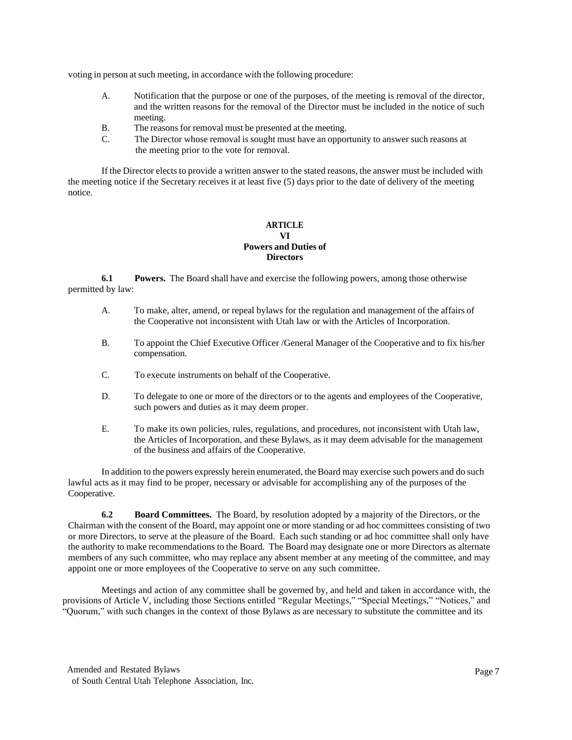voting in person at such meeting, in accordance with the following procedure:

A. Notification that the purpose or one of the purposes, of the meeting is removal of the director, and the written reasons for the removal of the Director must be included in the notice of such meeting.

B. The reasons for removal must be presented at the meeting.

C. The Director whose removal is sought must have an opportunity to answer such reasons at the meeting prior to the vote for removal.

If the Director elects to provide a written answer to the stated reasons, the answer must be included with the meeting notice if the Secretary receives it at least five (5) days prior to the date of delivery of the meeting notice.

## ARTICLE VI
## Powers and Duties of Directors

**6.1 Powers.** The Board shall have and exercise the following powers, among those otherwise permitted by law:

A. To make, alter, amend, or repeal bylaws for the regulation and management of the affairs of the Cooperative not inconsistent with Utah law or with the Articles of Incorporation.

B. To appoint the Chief Executive Officer /General Manager of the Cooperative and to fix his/her compensation.

C. To execute instruments on behalf of the Cooperative.

D. To delegate to one or more of the directors or to the agents and employees of the Cooperative, such powers and duties as it may deem proper.

E. To make its own policies, rules, regulations, and procedures, not inconsistent with Utah law, the Articles of Incorporation, and these Bylaws, as it may deem advisable for the management of the business and affairs of the Cooperative.

In addition to the powers expressly herein enumerated, the Board may exercise such powers and do such lawful acts as it may find to be proper, necessary or advisable for accomplishing any of the purposes of the Cooperative.

**6.2 Board Committees.** The Board, by resolution adopted by a majority of the Directors, or the Chairman with the consent of the Board, may appoint one or more standing or ad hoc committees consisting of two or more Directors, to serve at the pleasure of the Board. Each such standing or ad hoc committee shall only have the authority to make recommendations to the Board. The Board may designate one or more Directors as alternate members of any such committee, who may replace any absent member at any meeting of the committee, and may appoint one or more employees of the Cooperative to serve on any such committee.

Meetings and action of any committee shall be governed by, and held and taken in accordance with, the provisions of Article V, including those Sections entitled "Regular Meetings," "Special Meetings," "Notices," and "Quorum," with such changes in the context of those Bylaws as are necessary to substitute the committee and its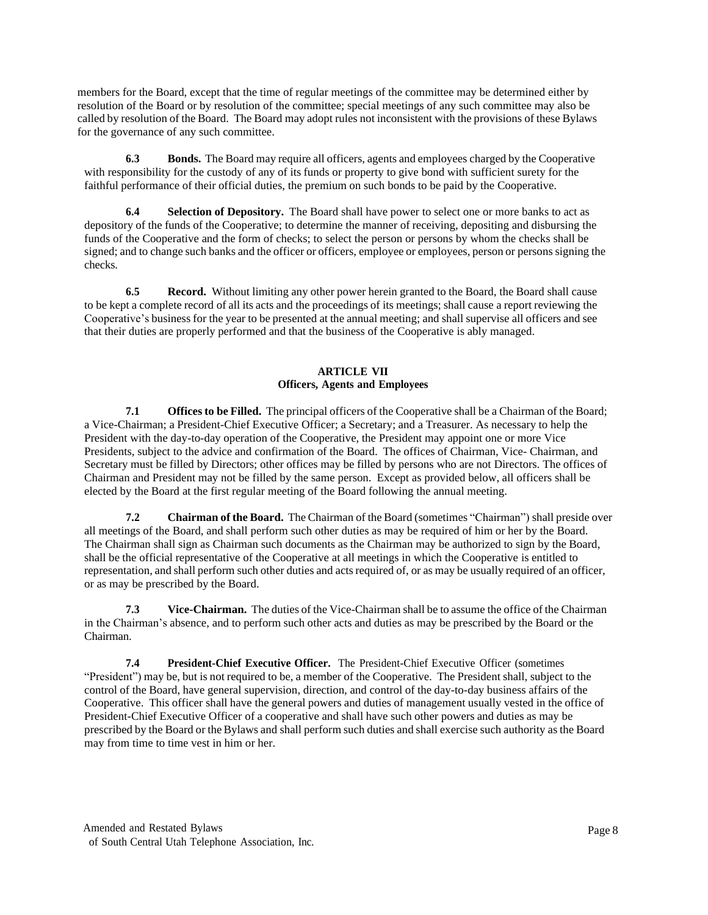members for the Board, except that the time of regular meetings of the committee may be determined either by resolution of the Board or by resolution of the committee; special meetings of any such committee may also be called by resolution of the Board. The Board may adopt rules not inconsistent with the provisions of these Bylaws for the governance of any such committee.

**6.3 Bonds.** The Board may require all officers, agents and employees charged by the Cooperative with responsibility for the custody of any of its funds or property to give bond with sufficient surety for the faithful performance of their official duties, the premium on such bonds to be paid by the Cooperative.

**6.4 Selection of Depository.** The Board shall have power to select one or more banks to act as depository of the funds of the Cooperative; to determine the manner of receiving, depositing and disbursing the funds of the Cooperative and the form of checks; to select the person or persons by whom the checks shall be signed; and to change such banks and the officer or officers, employee or employees, person or persons signing the checks.

**6.5 Record.** Without limiting any other power herein granted to the Board, the Board shall cause to be kept a complete record of all its acts and the proceedings of its meetings; shall cause a report reviewing the Cooperative's business for the year to be presented at the annual meeting; and shall supervise all officers and see that their duties are properly performed and that the business of the Cooperative is ably managed.

## ARTICLE VII
## Officers, Agents and Employees

**7.1 Offices to be Filled.** The principal officers of the Cooperative shall be a Chairman of the Board; a Vice-Chairman; a President-Chief Executive Officer; a Secretary; and a Treasurer. As necessary to help the President with the day-to-day operation of the Cooperative, the President may appoint one or more Vice Presidents, subject to the advice and confirmation of the Board. The offices of Chairman, Vice- Chairman, and Secretary must be filled by Directors; other offices may be filled by persons who are not Directors. The offices of Chairman and President may not be filled by the same person. Except as provided below, all officers shall be elected by the Board at the first regular meeting of the Board following the annual meeting.

**7.2 Chairman of the Board.** The Chairman of the Board (sometimes "Chairman") shall preside over all meetings of the Board, and shall perform such other duties as may be required of him or her by the Board. The Chairman shall sign as Chairman such documents as the Chairman may be authorized to sign by the Board, shall be the official representative of the Cooperative at all meetings in which the Cooperative is entitled to representation, and shall perform such other duties and acts required of, or as may be usually required of an officer, or as may be prescribed by the Board.

**7.3 Vice-Chairman.** The duties of the Vice-Chairman shall be to assume the office of the Chairman in the Chairman's absence, and to perform such other acts and duties as may be prescribed by the Board or the Chairman.

**7.4 President-Chief Executive Officer.** The President-Chief Executive Officer (sometimes "President") may be, but is not required to be, a member of the Cooperative. The President shall, subject to the control of the Board, have general supervision, direction, and control of the day-to-day business affairs of the Cooperative. This officer shall have the general powers and duties of management usually vested in the office of President-Chief Executive Officer of a cooperative and shall have such other powers and duties as may be prescribed by the Board or the Bylaws and shall perform such duties and shall exercise such authority as the Board may from time to time vest in him or her.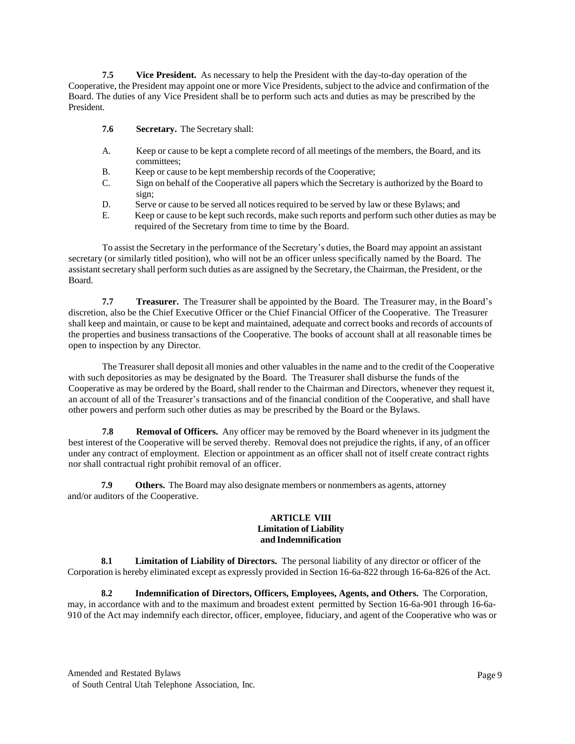**7.5 Vice President.** As necessary to help the President with the day-to-day operation of the Cooperative, the President may appoint one or more Vice Presidents, subject to the advice and confirmation of the Board. The duties of any Vice President shall be to perform such acts and duties as may be prescribed by the President.

**7.6 Secretary.** The Secretary shall:

A. Keep or cause to be kept a complete record of all meetings of the members, the Board, and its committees;
B. Keep or cause to be kept membership records of the Cooperative;
C. Sign on behalf of the Cooperative all papers which the Secretary is authorized by the Board to sign;
D. Serve or cause to be served all notices required to be served by law or these Bylaws; and
E. Keep or cause to be kept such records, make such reports and perform such other duties as may be required of the Secretary from time to time by the Board.

To assist the Secretary in the performance of the Secretary's duties, the Board may appoint an assistant secretary (or similarly titled position), who will not be an officer unless specifically named by the Board. The assistant secretary shall perform such duties as are assigned by the Secretary, the Chairman, the President, or the Board.

**7.7 Treasurer.** The Treasurer shall be appointed by the Board. The Treasurer may, in the Board's discretion, also be the Chief Executive Officer or the Chief Financial Officer of the Cooperative. The Treasurer shall keep and maintain, or cause to be kept and maintained, adequate and correct books and records of accounts of the properties and business transactions of the Cooperative. The books of account shall at all reasonable times be open to inspection by any Director.

The Treasurer shall deposit all monies and other valuables in the name and to the credit of the Cooperative with such depositories as may be designated by the Board. The Treasurer shall disburse the funds of the Cooperative as may be ordered by the Board, shall render to the Chairman and Directors, whenever they request it, an account of all of the Treasurer's transactions and of the financial condition of the Cooperative, and shall have other powers and perform such other duties as may be prescribed by the Board or the Bylaws.

**7.8 Removal of Officers.** Any officer may be removed by the Board whenever in its judgment the best interest of the Cooperative will be served thereby. Removal does not prejudice the rights, if any, of an officer under any contract of employment. Election or appointment as an officer shall not of itself create contract rights nor shall contractual right prohibit removal of an officer.

**7.9 Others.** The Board may also designate members or nonmembers as agents, attorney and/or auditors of the Cooperative.

## ARTICLE VIII
## Limitation of Liability and Indemnification

**8.1 Limitation of Liability of Directors.** The personal liability of any director or officer of the Corporation is hereby eliminated except as expressly provided in Section 16-6a-822 through 16-6a-826 of the Act.

**8.2 Indemnification of Directors, Officers, Employees, Agents, and Others.** The Corporation, may, in accordance with and to the maximum and broadest extent permitted by Section 16-6a-901 through 16-6a-910 of the Act may indemnify each director, officer, employee, fiduciary, and agent of the Cooperative who was or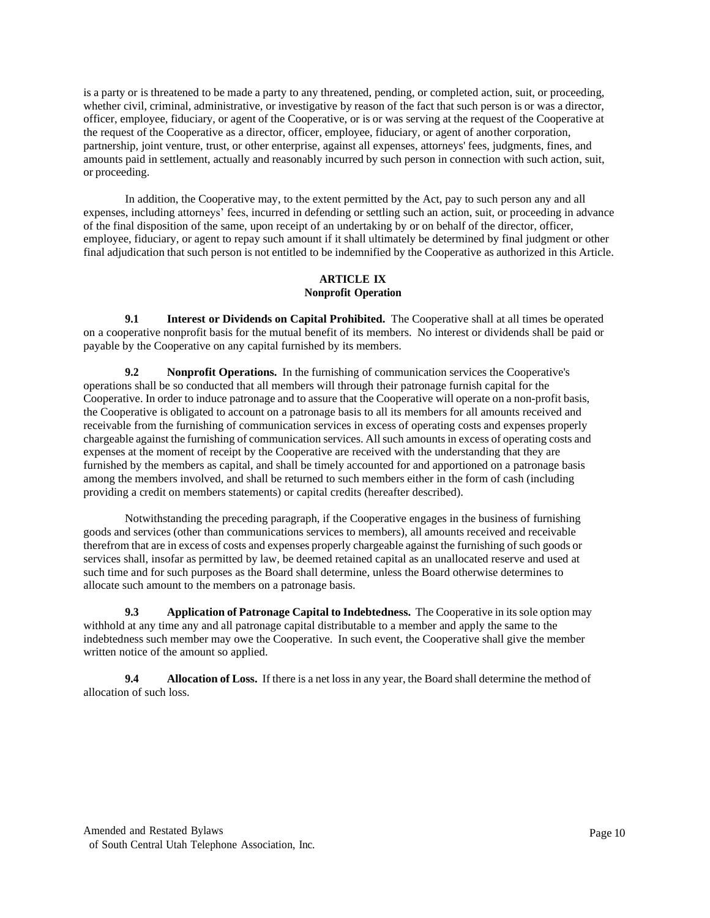is a party or is threatened to be made a party to any threatened, pending, or completed action, suit, or proceeding, whether civil, criminal, administrative, or investigative by reason of the fact that such person is or was a director, officer, employee, fiduciary, or agent of the Cooperative, or is or was serving at the request of the Cooperative at the request of the Cooperative as a director, officer, employee, fiduciary, or agent of another corporation, partnership, joint venture, trust, or other enterprise, against all expenses, attorneys' fees, judgments, fines, and amounts paid in settlement, actually and reasonably incurred by such person in connection with such action, suit, or proceeding.

In addition, the Cooperative may, to the extent permitted by the Act, pay to such person any and all expenses, including attorneys' fees, incurred in defending or settling such an action, suit, or proceeding in advance of the final disposition of the same, upon receipt of an undertaking by or on behalf of the director, officer, employee, fiduciary, or agent to repay such amount if it shall ultimately be determined by final judgment or other final adjudication that such person is not entitled to be indemnified by the Cooperative as authorized in this Article.

## ARTICLE IX
## Nonprofit Operation

**9.1 Interest or Dividends on Capital Prohibited.** The Cooperative shall at all times be operated on a cooperative nonprofit basis for the mutual benefit of its members. No interest or dividends shall be paid or payable by the Cooperative on any capital furnished by its members.

**9.2 Nonprofit Operations.** In the furnishing of communication services the Cooperative's operations shall be so conducted that all members will through their patronage furnish capital for the Cooperative. In order to induce patronage and to assure that the Cooperative will operate on a non-profit basis, the Cooperative is obligated to account on a patronage basis to all its members for all amounts received and receivable from the furnishing of communication services in excess of operating costs and expenses properly chargeable against the furnishing of communication services. All such amounts in excess of operating costs and expenses at the moment of receipt by the Cooperative are received with the understanding that they are furnished by the members as capital, and shall be timely accounted for and apportioned on a patronage basis among the members involved, and shall be returned to such members either in the form of cash (including providing a credit on members statements) or capital credits (hereafter described).

Notwithstanding the preceding paragraph, if the Cooperative engages in the business of furnishing goods and services (other than communications services to members), all amounts received and receivable therefrom that are in excess of costs and expenses properly chargeable against the furnishing of such goods or services shall, insofar as permitted by law, be deemed retained capital as an unallocated reserve and used at such time and for such purposes as the Board shall determine, unless the Board otherwise determines to allocate such amount to the members on a patronage basis.

**9.3 Application of Patronage Capital to Indebtedness.** The Cooperative in its sole option may withhold at any time any and all patronage capital distributable to a member and apply the same to the indebtedness such member may owe the Cooperative. In such event, the Cooperative shall give the member written notice of the amount so applied.

**9.4 Allocation of Loss.** If there is a net loss in any year, the Board shall determine the method of allocation of such loss.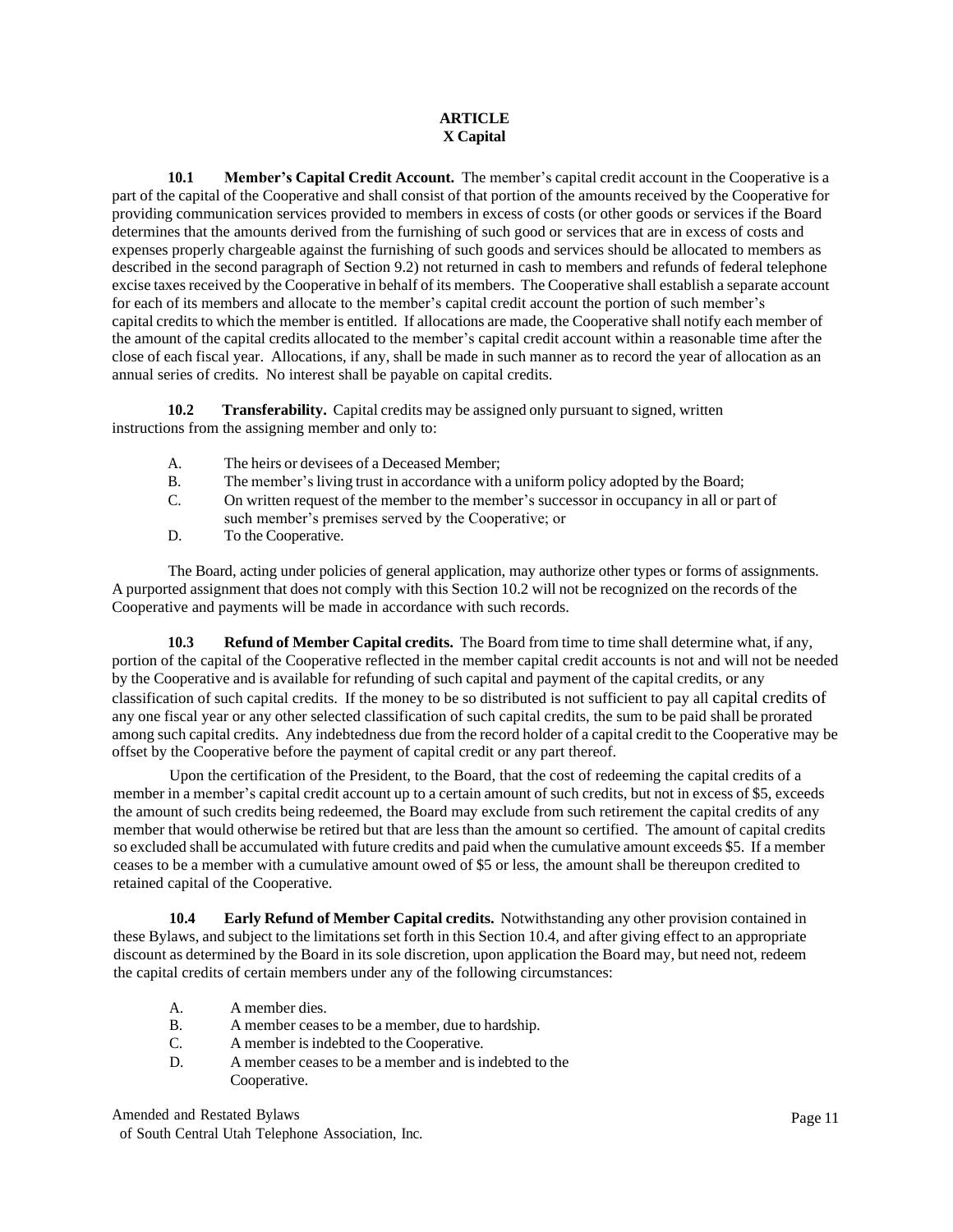# ARTICLE X Capital

**10.1 Member's Capital Credit Account.** The member's capital credit account in the Cooperative is a part of the capital of the Cooperative and shall consist of that portion of the amounts received by the Cooperative for providing communication services provided to members in excess of costs (or other goods or services if the Board determines that the amounts derived from the furnishing of such good or services that are in excess of costs and expenses properly chargeable against the furnishing of such goods and services should be allocated to members as described in the second paragraph of Section 9.2) not returned in cash to members and refunds of federal telephone excise taxes received by the Cooperative in behalf of its members. The Cooperative shall establish a separate account for each of its members and allocate to the member's capital credit account the portion of such member's capital credits to which the member is entitled. If allocations are made, the Cooperative shall notify each member of the amount of the capital credits allocated to the member's capital credit account within a reasonable time after the close of each fiscal year. Allocations, if any, shall be made in such manner as to record the year of allocation as an annual series of credits. No interest shall be payable on capital credits.

**10.2 Transferability.** Capital credits may be assigned only pursuant to signed, written instructions from the assigning member and only to:

A. The heirs or devisees of a Deceased Member;
B. The member's living trust in accordance with a uniform policy adopted by the Board;
C. On written request of the member to the member's successor in occupancy in all or part of such member's premises served by the Cooperative; or
D. To the Cooperative.

The Board, acting under policies of general application, may authorize other types or forms of assignments. A purported assignment that does not comply with this Section 10.2 will not be recognized on the records of the Cooperative and payments will be made in accordance with such records.

**10.3 Refund of Member Capital credits.** The Board from time to time shall determine what, if any, portion of the capital of the Cooperative reflected in the member capital credit accounts is not and will not be needed by the Cooperative and is available for refunding of such capital and payment of the capital credits, or any classification of such capital credits. If the money to be so distributed is not sufficient to pay all capital credits of any one fiscal year or any other selected classification of such capital credits, the sum to be paid shall be prorated among such capital credits. Any indebtedness due from the record holder of a capital credit to the Cooperative may be offset by the Cooperative before the payment of capital credit or any part thereof.

Upon the certification of the President, to the Board, that the cost of redeeming the capital credits of a member in a member's capital credit account up to a certain amount of such credits, but not in excess of $5, exceeds the amount of such credits being redeemed, the Board may exclude from such retirement the capital credits of any member that would otherwise be retired but that are less than the amount so certified. The amount of capital credits so excluded shall be accumulated with future credits and paid when the cumulative amount exceeds $5. If a member ceases to be a member with a cumulative amount owed of $5 or less, the amount shall be thereupon credited to retained capital of the Cooperative.

**10.4 Early Refund of Member Capital credits.** Notwithstanding any other provision contained in these Bylaws, and subject to the limitations set forth in this Section 10.4, and after giving effect to an appropriate discount as determined by the Board in its sole discretion, upon application the Board may, but need not, redeem the capital credits of certain members under any of the following circumstances:

A. A member dies.
B. A member ceases to be a member, due to hardship.
C. A member is indebted to the Cooperative.
D. A member ceases to be a member and is indebted to the Cooperative.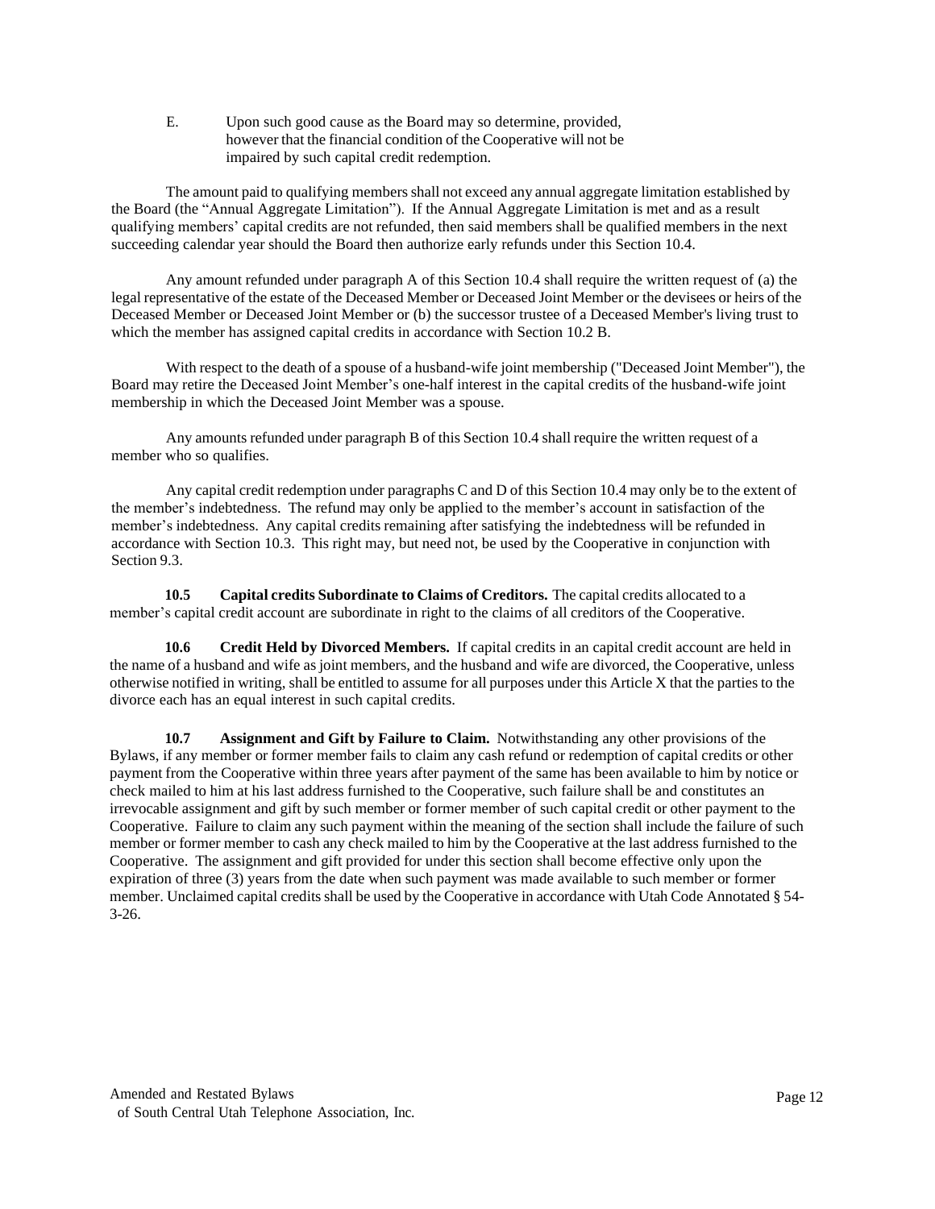E. Upon such good cause as the Board may so determine, provided, however that the financial condition of the Cooperative will not be impaired by such capital credit redemption.

The amount paid to qualifying members shall not exceed any annual aggregate limitation established by the Board (the “Annual Aggregate Limitation”). If the Annual Aggregate Limitation is met and as a result qualifying members’ capital credits are not refunded, then said members shall be qualified members in the next succeeding calendar year should the Board then authorize early refunds under this Section 10.4.

Any amount refunded under paragraph A of this Section 10.4 shall require the written request of (a) the legal representative of the estate of the Deceased Member or Deceased Joint Member or the devisees or heirs of the Deceased Member or Deceased Joint Member or (b) the successor trustee of a Deceased Member's living trust to which the member has assigned capital credits in accordance with Section 10.2 B.

With respect to the death of a spouse of a husband-wife joint membership ("Deceased Joint Member"), the Board may retire the Deceased Joint Member’s one-half interest in the capital credits of the husband-wife joint membership in which the Deceased Joint Member was a spouse.

Any amounts refunded under paragraph B of this Section 10.4 shall require the written request of a member who so qualifies.

Any capital credit redemption under paragraphs C and D of this Section 10.4 may only be to the extent of the member’s indebtedness. The refund may only be applied to the member’s account in satisfaction of the member’s indebtedness. Any capital credits remaining after satisfying the indebtedness will be refunded in accordance with Section 10.3. This right may, but need not, be used by the Cooperative in conjunction with Section 9.3.

**10.5 Capital credits Subordinate to Claims of Creditors.** The capital credits allocated to a member’s capital credit account are subordinate in right to the claims of all creditors of the Cooperative.

**10.6 Credit Held by Divorced Members.** If capital credits in an capital credit account are held in the name of a husband and wife as joint members, and the husband and wife are divorced, the Cooperative, unless otherwise notified in writing, shall be entitled to assume for all purposes under this Article X that the parties to the divorce each has an equal interest in such capital credits.

**10.7 Assignment and Gift by Failure to Claim.** Notwithstanding any other provisions of the Bylaws, if any member or former member fails to claim any cash refund or redemption of capital credits or other payment from the Cooperative within three years after payment of the same has been available to him by notice or check mailed to him at his last address furnished to the Cooperative, such failure shall be and constitutes an irrevocable assignment and gift by such member or former member of such capital credit or other payment to the Cooperative. Failure to claim any such payment within the meaning of the section shall include the failure of such member or former member to cash any check mailed to him by the Cooperative at the last address furnished to the Cooperative. The assignment and gift provided for under this section shall become effective only upon the expiration of three (3) years from the date when such payment was made available to such member or former member. Unclaimed capital credits shall be used by the Cooperative in accordance with Utah Code Annotated § 54-3-26.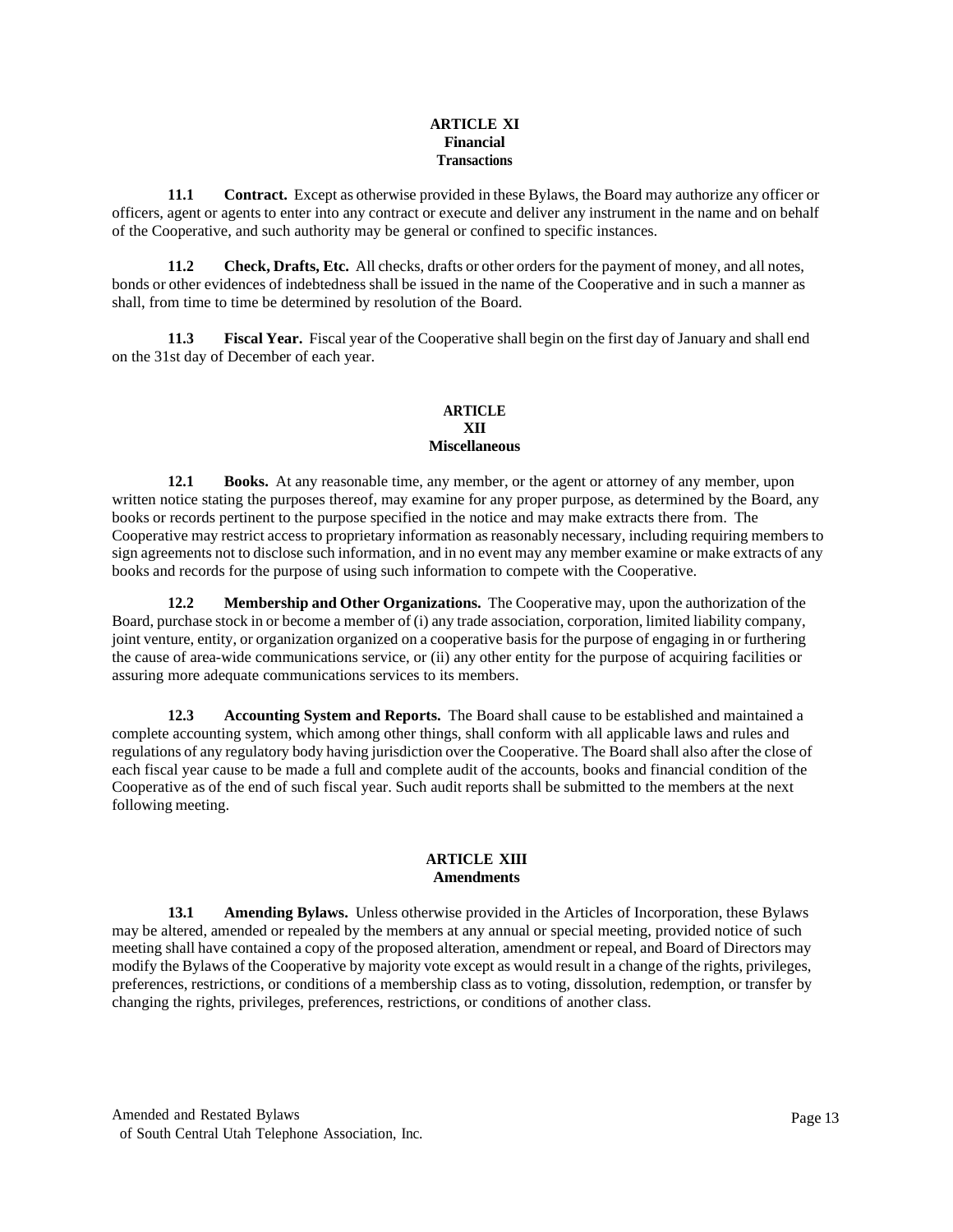## ARTICLE XI
## Financial Transactions

**11.1 Contract.** Except as otherwise provided in these Bylaws, the Board may authorize any officer or officers, agent or agents to enter into any contract or execute and deliver any instrument in the name and on behalf of the Cooperative, and such authority may be general or confined to specific instances.

**11.2 Check, Drafts, Etc.** All checks, drafts or other orders for the payment of money, and all notes, bonds or other evidences of indebtedness shall be issued in the name of the Cooperative and in such a manner as shall, from time to time be determined by resolution of the Board.

**11.3 Fiscal Year.** Fiscal year of the Cooperative shall begin on the first day of January and shall end on the 31st day of December of each year.

## ARTICLE XII
## Miscellaneous

**12.1 Books.** At any reasonable time, any member, or the agent or attorney of any member, upon written notice stating the purposes thereof, may examine for any proper purpose, as determined by the Board, any books or records pertinent to the purpose specified in the notice and may make extracts there from. The Cooperative may restrict access to proprietary information as reasonably necessary, including requiring members to sign agreements not to disclose such information, and in no event may any member examine or make extracts of any books and records for the purpose of using such information to compete with the Cooperative.

**12.2 Membership and Other Organizations.** The Cooperative may, upon the authorization of the Board, purchase stock in or become a member of (i) any trade association, corporation, limited liability company, joint venture, entity, or organization organized on a cooperative basis for the purpose of engaging in or furthering the cause of area-wide communications service, or (ii) any other entity for the purpose of acquiring facilities or assuring more adequate communications services to its members.

**12.3 Accounting System and Reports.** The Board shall cause to be established and maintained a complete accounting system, which among other things, shall conform with all applicable laws and rules and regulations of any regulatory body having jurisdiction over the Cooperative. The Board shall also after the close of each fiscal year cause to be made a full and complete audit of the accounts, books and financial condition of the Cooperative as of the end of such fiscal year. Such audit reports shall be submitted to the members at the next following meeting.

## ARTICLE XIII
## Amendments

**13.1 Amending Bylaws.** Unless otherwise provided in the Articles of Incorporation, these Bylaws may be altered, amended or repealed by the members at any annual or special meeting, provided notice of such meeting shall have contained a copy of the proposed alteration, amendment or repeal, and Board of Directors may modify the Bylaws of the Cooperative by majority vote except as would result in a change of the rights, privileges, preferences, restrictions, or conditions of a membership class as to voting, dissolution, redemption, or transfer by changing the rights, privileges, preferences, restrictions, or conditions of another class.